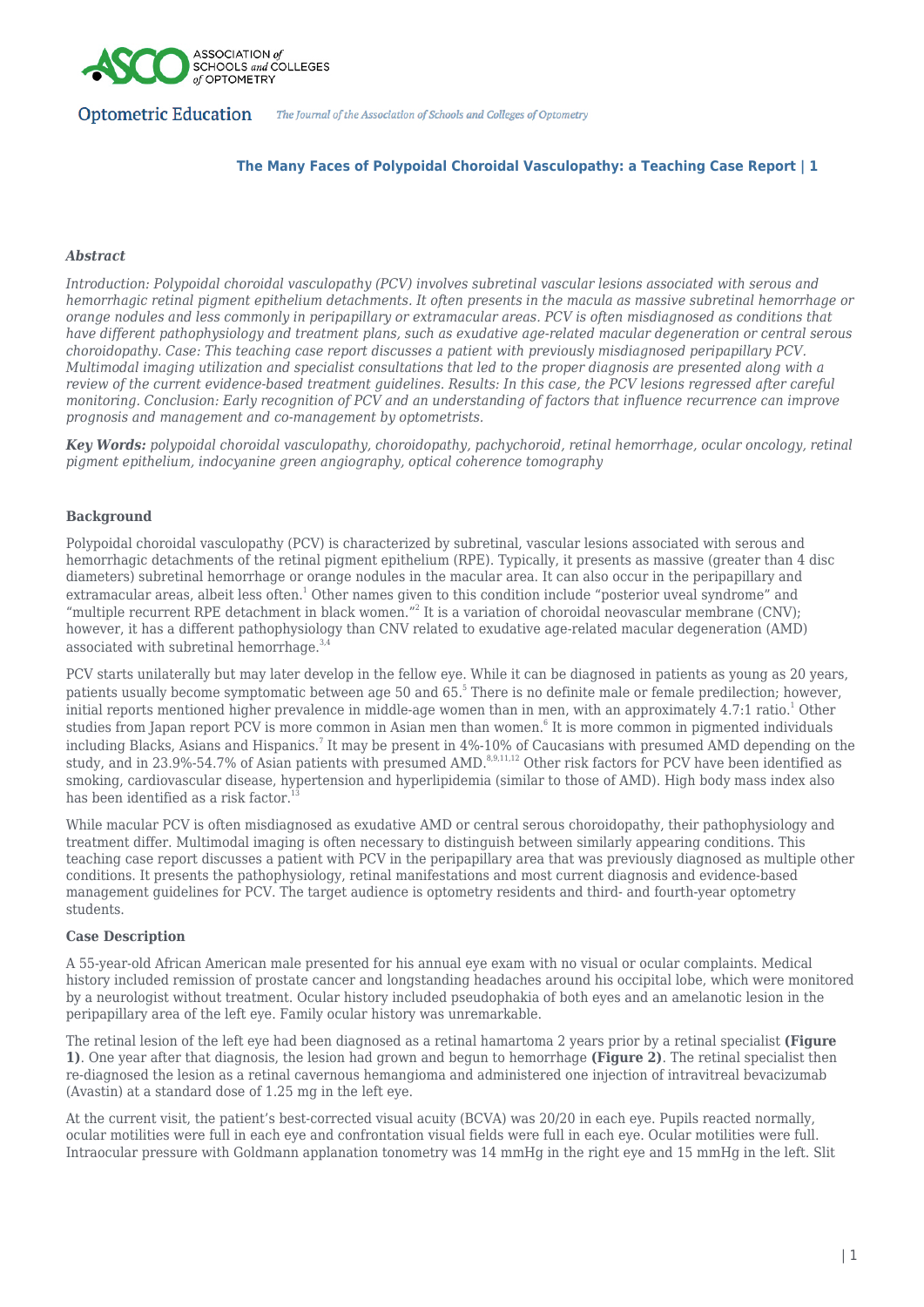# The Many Faces of Polypoidal Choroidal Vasculopathy: a Teaching Case Report

***Abstract***

*Introduction: Polypoidal choroidal vasculopathy (PCV) involves subretinal vascular lesions associated with serous and hemorrhagic retinal pigment epithelium detachments. It often presents in the macula as massive subretinal hemorrhage or orange nodules and less commonly in peripapillary or extramacular areas. PCV is often misdiagnosed as conditions that have different pathophysiology and treatment plans, such as exudative age-related macular degeneration or central serous choroidopathy. Case: This teaching case report discusses a patient with previously misdiagnosed peripapillary PCV. Multimodal imaging utilization and specialist consultations that led to the proper diagnosis are presented along with a review of the current evidence-based treatment guidelines. Results: In this case, the PCV lesions regressed after careful monitoring. Conclusion: Early recognition of PCV and an understanding of factors that influence recurrence can improve prognosis and management and co-management by optometrists.*

***Key Words:*** *polypoidal choroidal vasculopathy, choroidopathy, pachychoroid, retinal hemorrhage, ocular oncology, retinal pigment epithelium, indocyanine green angiography, optical coherence tomography*

**Background**

Polypoidal choroidal vasculopathy (PCV) is characterized by subretinal, vascular lesions associated with serous and hemorrhagic detachments of the retinal pigment epithelium (RPE). Typically, it presents as massive (greater than 4 disc diameters) subretinal hemorrhage or orange nodules in the macular area. It can also occur in the peripapillary and extramacular areas, albeit less often.[1] Other names given to this condition include "posterior uveal syndrome" and "multiple recurrent RPE detachment in black women."[2] It is a variation of choroidal neovascular membrane (CNV); however, it has a different pathophysiology than CNV related to exudative age-related macular degeneration (AMD) associated with subretinal hemorrhage.[3,4]

PCV starts unilaterally but may later develop in the fellow eye. While it can be diagnosed in patients as young as 20 years, patients usually become symptomatic between age 50 and 65.[5] There is no definite male or female predilection; however, initial reports mentioned higher prevalence in middle-age women than in men, with an approximately 4.7:1 ratio.[1] Other studies from Japan report PCV is more common in Asian men than women.[6] It is more common in pigmented individuals including Blacks, Asians and Hispanics.[7] It may be present in 4%-10% of Caucasians with presumed AMD depending on the study, and in 23.9%-54.7% of Asian patients with presumed AMD.[8,9,11,12] Other risk factors for PCV have been identified as smoking, cardiovascular disease, hypertension and hyperlipidemia (similar to those of AMD). High body mass index also has been identified as a risk factor.[13]

While macular PCV is often misdiagnosed as exudative AMD or central serous choroidopathy, their pathophysiology and treatment differ. Multimodal imaging is often necessary to distinguish between similarly appearing conditions. This teaching case report discusses a patient with PCV in the peripapillary area that was previously diagnosed as multiple other conditions. It presents the pathophysiology, retinal manifestations and most current diagnosis and evidence-based management guidelines for PCV. The target audience is optometry residents and third- and fourth-year optometry students.

**Case Description**

A 55-year-old African American male presented for his annual eye exam with no visual or ocular complaints. Medical history included remission of prostate cancer and longstanding headaches around his occipital lobe, which were monitored by a neurologist without treatment. Ocular history included pseudophakia of both eyes and an amelanotic lesion in the peripapillary area of the left eye. Family ocular history was unremarkable.

The retinal lesion of the left eye had been diagnosed as a retinal hamartoma 2 years prior by a retinal specialist **(Figure 1)**. One year after that diagnosis, the lesion had grown and begun to hemorrhage **(Figure 2)**. The retinal specialist then re-diagnosed the lesion as a retinal cavernous hemangioma and administered one injection of intravitreal bevacizumab (Avastin) at a standard dose of 1.25 mg in the left eye.

At the current visit, the patient's best-corrected visual acuity (BCVA) was 20/20 in each eye. Pupils reacted normally, ocular motilities were full in each eye and confrontation visual fields were full in each eye. Ocular motilities were full. Intraocular pressure with Goldmann applanation tonometry was 14 mmHg in the right eye and 15 mmHg in the left. Slit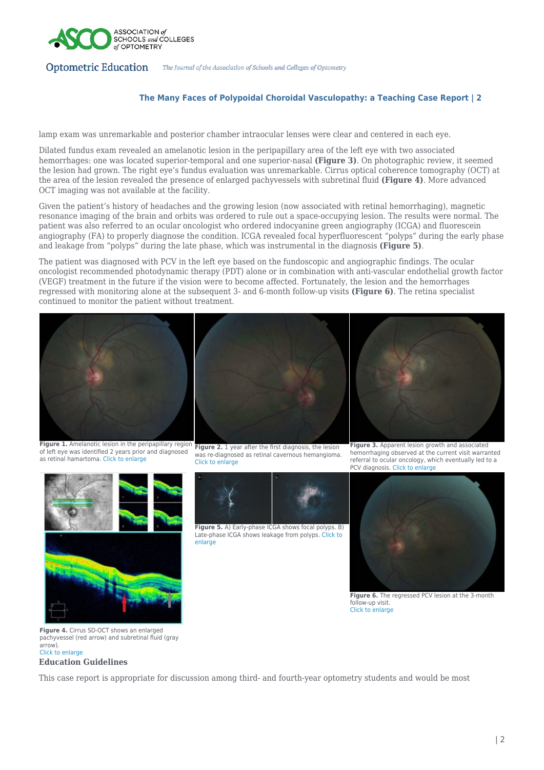lamp exam was unremarkable and posterior chamber intraocular lenses were clear and centered in each eye.

Dilated fundus exam revealed an amelanotic lesion in the peripapillary area of the left eye with two associated hemorrhages: one was located superior-temporal and one superior-nasal **(Figure 3)**. On photographic review, it seemed the lesion had grown. The right eye's fundus evaluation was unremarkable. Cirrus optical coherence tomography (OCT) at the area of the lesion revealed the presence of enlarged pachyvessels with subretinal fluid **(Figure 4)**. More advanced OCT imaging was not available at the facility.

Given the patient's history of headaches and the growing lesion (now associated with retinal hemorrhaging), magnetic resonance imaging of the brain and orbits was ordered to rule out a space-occupying lesion. The results were normal. The patient was also referred to an ocular oncologist who ordered indocyanine green angiography (ICGA) and fluorescein angiography (FA) to properly diagnose the condition. ICGA revealed focal hyperfluorescent "polyps" during the early phase and leakage from "polyps" during the late phase, which was instrumental in the diagnosis **(Figure 5)**.

The patient was diagnosed with PCV in the left eye based on the fundoscopic and angiographic findings. The ocular oncologist recommended photodynamic therapy (PDT) alone or in combination with anti-vascular endothelial growth factor (VEGF) treatment in the future if the vision were to become affected. Fortunately, the lesion and the hemorrhages regressed with monitoring alone at the subsequent 3- and 6-month follow-up visits **(Figure 6)**. The retina specialist continued to monitor the patient without treatment.

**Figure 1.** Amelanotic lesion in the peripapillary region of left eye was identified 2 years prior and diagnosed as retinal hamartoma. Click to enlarge

**Figure 2.** 1 year after the first diagnosis, the lesion was re-diagnosed as retinal cavernous hemangioma. Click to enlarge

**Figure 3.** Apparent lesion growth and associated hemorrhaging observed at the current visit warranted referral to ocular oncology, which eventually led to a PCV diagnosis. Click to enlarge

**Figure 4.** Cirrus SD-OCT shows an enlarged pachyvessel (red arrow) and subretinal fluid (gray arrow). Click to enlarge

**Figure 5.** A) Early-phase ICGA shows focal polyps. B) Late-phase ICGA shows leakage from polyps. Click to enlarge

**Figure 6.** The regressed PCV lesion at the 3-month follow-up visit. Click to enlarge

### Education Guidelines

This case report is appropriate for discussion among third- and fourth-year optometry students and would be most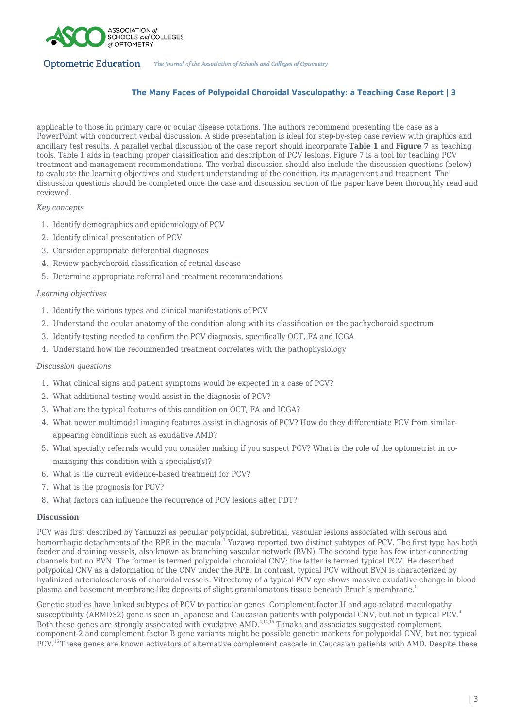applicable to those in primary care or ocular disease rotations. The authors recommend presenting the case as a PowerPoint with concurrent verbal discussion. A slide presentation is ideal for step-by-step case review with graphics and ancillary test results. A parallel verbal discussion of the case report should incorporate **Table 1** and **Figure 7** as teaching tools. Table 1 aids in teaching proper classification and description of PCV lesions. Figure 7 is a tool for teaching PCV treatment and management recommendations. The verbal discussion should also include the discussion questions (below) to evaluate the learning objectives and student understanding of the condition, its management and treatment. The discussion questions should be completed once the case and discussion section of the paper have been thoroughly read and reviewed.

*Key concepts*

1. Identify demographics and epidemiology of PCV
2. Identify clinical presentation of PCV
3. Consider appropriate differential diagnoses
4. Review pachychoroid classification of retinal disease
5. Determine appropriate referral and treatment recommendations

*Learning objectives*

1. Identify the various types and clinical manifestations of PCV
2. Understand the ocular anatomy of the condition along with its classification on the pachychoroid spectrum
3. Identify testing needed to confirm the PCV diagnosis, specifically OCT, FA and ICGA
4. Understand how the recommended treatment correlates with the pathophysiology

*Discussion questions*

1. What clinical signs and patient symptoms would be expected in a case of PCV?
2. What additional testing would assist in the diagnosis of PCV?
3. What are the typical features of this condition on OCT, FA and ICGA?
4. What newer multimodal imaging features assist in diagnosis of PCV? How do they differentiate PCV from similar-appearing conditions such as exudative AMD?
5. What specialty referrals would you consider making if you suspect PCV? What is the role of the optometrist in co-managing this condition with a specialist(s)?
6. What is the current evidence-based treatment for PCV?
7. What is the prognosis for PCV?
8. What factors can influence the recurrence of PCV lesions after PDT?

**Discussion**

PCV was first described by Yannuzzi as peculiar polypoidal, subretinal, vascular lesions associated with serous and hemorrhagic detachments of the RPE in the macula.[1] Yuzawa reported two distinct subtypes of PCV. The first type has both feeder and draining vessels, also known as branching vascular network (BVN). The second type has few inter-connecting channels but no BVN. The former is termed polypoidal choroidal CNV; the latter is termed typical PCV. He described polypoidal CNV as a deformation of the CNV under the RPE. In contrast, typical PCV without BVN is characterized by hyalinized arteriolosclerosis of choroidal vessels. Vitrectomy of a typical PCV eye shows massive exudative change in blood plasma and basement membrane-like deposits of slight granulomatous tissue beneath Bruch's membrane.[4]

Genetic studies have linked subtypes of PCV to particular genes. Complement factor H and age-related maculopathy susceptibility (ARMDS2) gene is seen in Japanese and Caucasian patients with polypoidal CNV, but not in typical PCV.[4] Both these genes are strongly associated with exudative AMD.[4,14,15] Tanaka and associates suggested complement component-2 and complement factor B gene variants might be possible genetic markers for polypoidal CNV, but not typical PCV.[16] These genes are known activators of alternative complement cascade in Caucasian patients with AMD. Despite these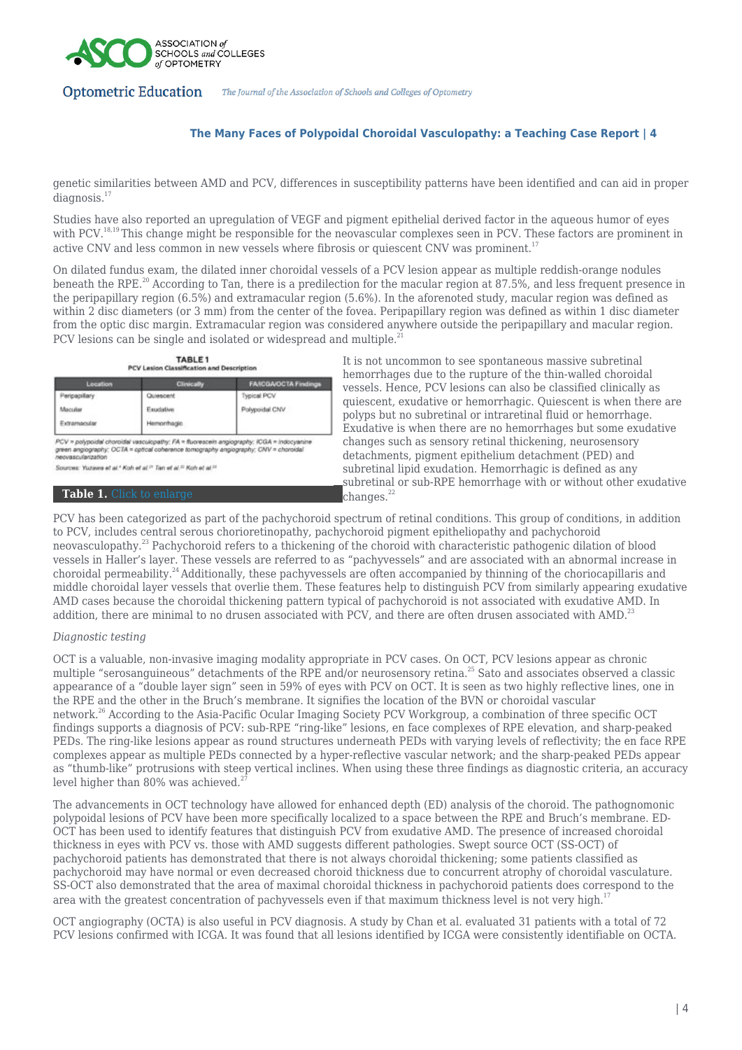genetic similarities between AMD and PCV, differences in susceptibility patterns have been identified and can aid in proper diagnosis.[17]

Studies have also reported an upregulation of VEGF and pigment epithelial derived factor in the aqueous humor of eyes with PCV.[18,19] This change might be responsible for the neovascular complexes seen in PCV. These factors are prominent in active CNV and less common in new vessels where fibrosis or quiescent CNV was prominent.[17]

On dilated fundus exam, the dilated inner choroidal vessels of a PCV lesion appear as multiple reddish-orange nodules beneath the RPE.[20] According to Tan, there is a predilection for the macular region at 87.5%, and less frequent presence in the peripapillary region (6.5%) and extramacular region (5.6%). In the aforenoted study, macular region was defined as within 2 disc diameters (or 3 mm) from the center of the fovea. Peripapillary region was defined as within 1 disc diameter from the optic disc margin. Extramacular region was considered anywhere outside the peripapillary and macular region. PCV lesions can be single and isolated or widespread and multiple.[21]

**TABLE 1**
**PCV Lesion Classification and Description**

| Location | Clinically | FA/ICGA/OCTA Findings |
|---|---|---|
| Peripapillary | Quiescent | Typical PCV |
| Macular | Exudative | Polypoidal CNV |
| Extramacular | Hemorrhagic | |

PCV = polypoidal choroidal vasculopathy; FA = fluorescein angiography; ICGA = indocyanine green angiography; OCTA = optical coherence tomography angiography; CNV = choroidal neovascularization

Sources: Yuzawa et al.[4] Koh et al.[27] Tan et al.[21] Koh et al.[24]

**Table 1.** Click to enlarge

It is not uncommon to see spontaneous massive subretinal hemorrhages due to the rupture of the thin-walled choroidal vessels. Hence, PCV lesions can also be classified clinically as quiescent, exudative or hemorrhagic. Quiescent is when there are polyps but no subretinal or intraretinal fluid or hemorrhage. Exudative is when there are no hemorrhages but some exudative changes such as sensory retinal thickening, neurosensory detachments, pigment epithelium detachment (PED) and subretinal lipid exudation. Hemorrhagic is defined as any subretinal or sub-RPE hemorrhage with or without other exudative changes.[22]

PCV has been categorized as part of the pachychoroid spectrum of retinal conditions. This group of conditions, in addition to PCV, includes central serous chorioretinopathy, pachychoroid pigment epitheliopathy and pachychoroid neovasculopathy.[23] Pachychoroid refers to a thickening of the choroid with characteristic pathogenic dilation of blood vessels in Haller's layer. These vessels are referred to as "pachyvessels" and are associated with an abnormal increase in choroidal permeability.[24] Additionally, these pachyvessels are often accompanied by thinning of the choriocapillaris and middle choroidal layer vessels that overlie them. These features help to distinguish PCV from similarly appearing exudative AMD cases because the choroidal thickening pattern typical of pachychoroid is not associated with exudative AMD. In addition, there are minimal to no drusen associated with PCV, and there are often drusen associated with AMD.[23]

*Diagnostic testing*

OCT is a valuable, non-invasive imaging modality appropriate in PCV cases. On OCT, PCV lesions appear as chronic multiple "serosanguineous" detachments of the RPE and/or neurosensory retina.[25] Sato and associates observed a classic appearance of a "double layer sign" seen in 59% of eyes with PCV on OCT. It is seen as two highly reflective lines, one in the RPE and the other in the Bruch's membrane. It signifies the location of the BVN or choroidal vascular network.[26] According to the Asia-Pacific Ocular Imaging Society PCV Workgroup, a combination of three specific OCT findings supports a diagnosis of PCV: sub-RPE "ring-like" lesions, en face complexes of RPE elevation, and sharp-peaked PEDs. The ring-like lesions appear as round structures underneath PEDs with varying levels of reflectivity; the en face RPE complexes appear as multiple PEDs connected by a hyper-reflective vascular network; and the sharp-peaked PEDs appear as "thumb-like" protrusions with steep vertical inclines. When using these three findings as diagnostic criteria, an accuracy level higher than 80% was achieved.[27]

The advancements in OCT technology have allowed for enhanced depth (ED) analysis of the choroid. The pathognomonic polypoidal lesions of PCV have been more specifically localized to a space between the RPE and Bruch's membrane. ED-OCT has been used to identify features that distinguish PCV from exudative AMD. The presence of increased choroidal thickness in eyes with PCV vs. those with AMD suggests different pathologies. Swept source OCT (SS-OCT) of pachychoroid patients has demonstrated that there is not always choroidal thickening; some patients classified as pachychoroid may have normal or even decreased choroid thickness due to concurrent atrophy of choroidal vasculature. SS-OCT also demonstrated that the area of maximal choroidal thickness in pachychoroid patients does correspond to the area with the greatest concentration of pachyvessels even if that maximum thickness level is not very high.[17]

OCT angiography (OCTA) is also useful in PCV diagnosis. A study by Chan et al. evaluated 31 patients with a total of 72 PCV lesions confirmed with ICGA. It was found that all lesions identified by ICGA were consistently identifiable on OCTA.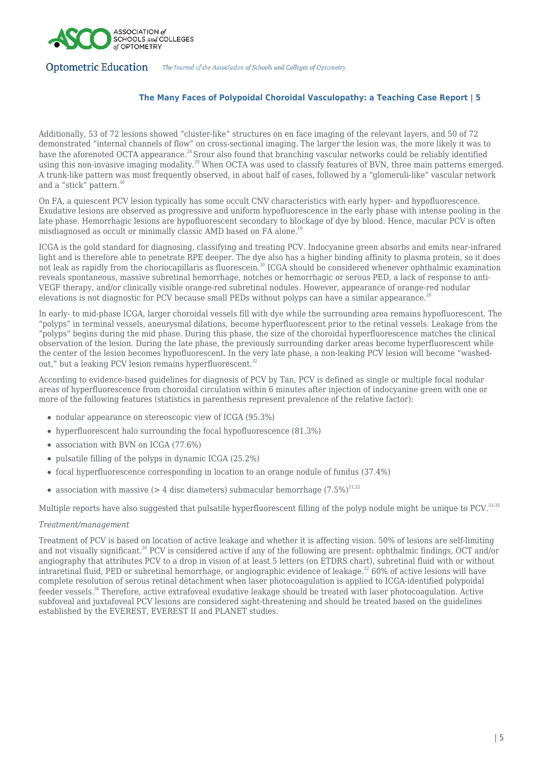Additionally, 53 of 72 lesions showed "cluster-like" structures on en face imaging of the relevant layers, and 50 of 72 demonstrated "internal channels of flow" on cross-sectional imaging. The larger the lesion was, the more likely it was to have the aforenoted OCTA appearance.[28] Srour also found that branching vascular networks could be reliably identified using this non-invasive imaging modality.[29] When OCTA was used to classify features of BVN, three main patterns emerged. A trunk-like pattern was most frequently observed, in about half of cases, followed by a "glomeruli-like" vascular network and a "stick" pattern.[30]

On FA, a quiescent PCV lesion typically has some occult CNV characteristics with early hyper- and hypofluorescence. Exudative lesions are observed as progressive and uniform hypofluorescence in the early phase with intense pooling in the late phase. Hemorrhagic lesions are hypofluorescent secondary to blockage of dye by blood. Hence, macular PCV is often misdiagnosed as occult or minimally classic AMD based on FA alone.[10]

ICGA is the gold standard for diagnosing, classifying and treating PCV. Indocyanine green absorbs and emits near-infrared light and is therefore able to penetrate RPE deeper. The dye also has a higher binding affinity to plasma protein, so it does not leak as rapidly from the choriocapillaris as fluorescein.[30] ICGA should be considered whenever ophthalmic examination reveals spontaneous, massive subretinal hemorrhage, notches or hemorrhagic or serous PED, a lack of response to anti-VEGF therapy, and/or clinically visible orange-red subretinal nodules. However, appearance of orange-red nodular elevations is not diagnostic for PCV because small PEDs without polyps can have a similar appearance.[20]

In early- to mid-phase ICGA, larger choroidal vessels fill with dye while the surrounding area remains hypofluorescent. The "polyps" in terminal vessels, aneurysmal dilations, become hyperfluorescent prior to the retinal vessels. Leakage from the "polyps" begins during the mid phase. During this phase, the size of the choroidal hyperfluorescence matches the clinical observation of the lesion. During the late phase, the previously surrounding darker areas become hyperfluorescent while the center of the lesion becomes hypofluorescent. In the very late phase, a non-leaking PCV lesion will become "washed-out," but a leaking PCV lesion remains hyperfluorescent.[32]

According to evidence-based guidelines for diagnosis of PCV by Tan, PCV is defined as single or multiple focal nodular areas of hyperfluorescence from choroidal circulation within 6 minutes after injection of indocyanine green with one or more of the following features (statistics in parenthesis represent prevalence of the relative factor):

- nodular appearance on stereoscopic view of ICGA (95.3%)
- hyperfluorescent halo surrounding the focal hypofluorescence (81.3%)
- association with BVN on ICGA (77.6%)
- pulsatile filling of the polyps in dynamic ICGA (25.2%)
- focal hyperfluorescence corresponding in location to an orange nodule of fundus (37.4%)
- association with massive (> 4 disc diameters) submacular hemorrhage (7.5%)[21,22]

Multiple reports have also suggested that pulsatile hyperfluorescent filling of the polyp nodule might be unique to PCV.[33-35]

*Treatment/management*

Treatment of PCV is based on location of active leakage and whether it is affecting vision. 50% of lesions are self-limiting and not visually significant.[20] PCV is considered active if any of the following are present: ophthalmic findings, OCT and/or angiography that attributes PCV to a drop in vision of at least 5 letters (on ETDRS chart), subretinal fluid with or without intraretinal fluid, PED or subretinal hemorrhage, or angiographic evidence of leakage.[22] 60% of active lesions will have complete resolution of serous retinal detachment when laser photocoagulation is applied to ICGA-identified polypoidal feeder vessels.[36] Therefore, active extrafoveal exudative leakage should be treated with laser photocoagulation. Active subfoveal and juxtafoveal PCV lesions are considered sight-threatening and should be treated based on the guidelines established by the EVEREST, EVEREST II and PLANET studies.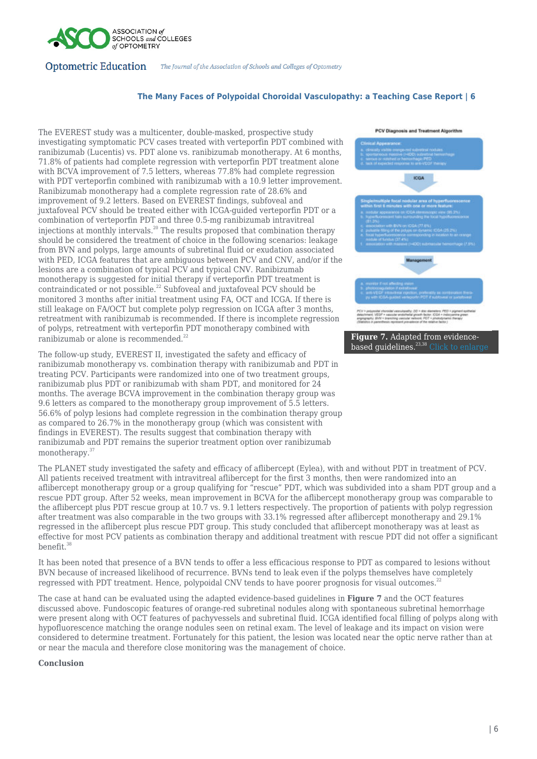The EVEREST study was a multicenter, double-masked, prospective study investigating symptomatic PCV cases treated with verteporfin PDT combined with ranibizumab (Lucentis) vs. PDT alone vs. ranibizumab monotherapy. At 6 months, 71.8% of patients had complete regression with verteporfin PDT treatment alone with BCVA improvement of 7.5 letters, whereas 77.8% had complete regression with PDT verteporfin combined with ranibizumab with a 10.9 letter improvement. Ranibizumab monotherapy had a complete regression rate of 28.6% and improvement of 9.2 letters. Based on EVEREST findings, subfoveal and juxtafoveal PCV should be treated either with ICGA-guided verteporfin PDT or a combination of verteporfin PDT and three 0.5-mg ranibizumab intravitreal injections at monthly intervals.[20] The results proposed that combination therapy should be considered the treatment of choice in the following scenarios: leakage from BVN and polyps, large amounts of subretinal fluid or exudation associated with PED, ICGA features that are ambiguous between PCV and CNV, and/or if the lesions are a combination of typical PCV and typical CNV. Ranibizumab monotherapy is suggested for initial therapy if verteporfin PDT treatment is contraindicated or not possible.[22] Subfoveal and juxtafoveal PCV should be monitored 3 months after initial treatment using FA, OCT and ICGA. If there is still leakage on FA/OCT but complete polyp regression on ICGA after 3 months, retreatment with ranibizumab is recommended. If there is incomplete regression of polyps, retreatment with verteporfin PDT monotherapy combined with ranibizumab or alone is recommended.[22]

The follow-up study, EVEREST II, investigated the safety and efficacy of ranibizumab monotherapy vs. combination therapy with ranibizumab and PDT in treating PCV. Participants were randomized into one of two treatment groups, ranibizumab plus PDT or ranibizumab with sham PDT, and monitored for 24 months. The average BCVA improvement in the combination therapy group was 9.6 letters as compared to the monotherapy group improvement of 5.5 letters. 56.6% of polyp lesions had complete regression in the combination therapy group as compared to 26.7% in the monotherapy group (which was consistent with findings in EVEREST). The results suggest that combination therapy with ranibizumab and PDT remains the superior treatment option over ranibizumab monotherapy.[37]

Figure 7. Adapted from evidence-based guidelines.[23,38] Click to enlarge

The PLANET study investigated the safety and efficacy of aflibercept (Eylea), with and without PDT in treatment of PCV. All patients received treatment with intravitreal aflibercept for the first 3 months, then were randomized into an aflibercept monotherapy group or a group qualifying for "rescue" PDT, which was subdivided into a sham PDT group and a rescue PDT group. After 52 weeks, mean improvement in BCVA for the aflibercept monotherapy group was comparable to the aflibercept plus PDT rescue group at 10.7 vs. 9.1 letters respectively. The proportion of patients with polyp regression after treatment was also comparable in the two groups with 33.1% regressed after aflibercept monotherapy and 29.1% regressed in the aflibercept plus rescue PDT group. This study concluded that aflibercept monotherapy was at least as effective for most PCV patients as combination therapy and additional treatment with rescue PDT did not offer a significant benefit.[38]

It has been noted that presence of a BVN tends to offer a less efficacious response to PDT as compared to lesions without BVN because of increased likelihood of recurrence. BVNs tend to leak even if the polyps themselves have completely regressed with PDT treatment. Hence, polypoidal CNV tends to have poorer prognosis for visual outcomes.[22]

The case at hand can be evaluated using the adapted evidence-based guidelines in **Figure 7** and the OCT features discussed above. Fundoscopic features of orange-red subretinal nodules along with spontaneous subretinal hemorrhage were present along with OCT features of pachyvessels and subretinal fluid. ICGA identified focal filling of polyps along with hypofluorescence matching the orange nodules seen on retinal exam. The level of leakage and its impact on vision were considered to determine treatment. Fortunately for this patient, the lesion was located near the optic nerve rather than at or near the macula and therefore close monitoring was the management of choice.

**Conclusion**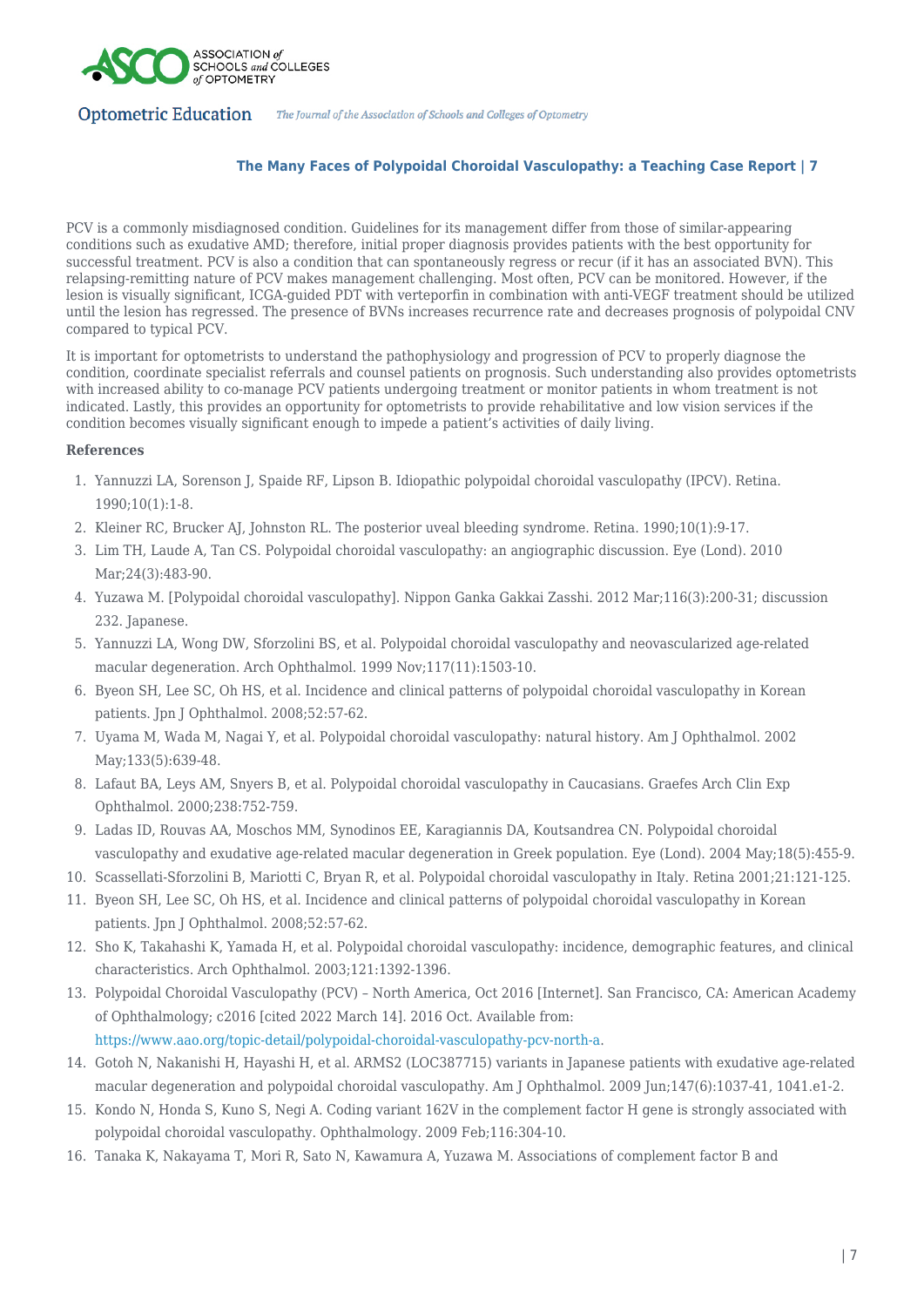PCV is a commonly misdiagnosed condition. Guidelines for its management differ from those of similar-appearing conditions such as exudative AMD; therefore, initial proper diagnosis provides patients with the best opportunity for successful treatment. PCV is also a condition that can spontaneously regress or recur (if it has an associated BVN). This relapsing-remitting nature of PCV makes management challenging. Most often, PCV can be monitored. However, if the lesion is visually significant, ICGA-guided PDT with verteporfin in combination with anti-VEGF treatment should be utilized until the lesion has regressed. The presence of BVNs increases recurrence rate and decreases prognosis of polypoidal CNV compared to typical PCV.

It is important for optometrists to understand the pathophysiology and progression of PCV to properly diagnose the condition, coordinate specialist referrals and counsel patients on prognosis. Such understanding also provides optometrists with increased ability to co-manage PCV patients undergoing treatment or monitor patients in whom treatment is not indicated. Lastly, this provides an opportunity for optometrists to provide rehabilitative and low vision services if the condition becomes visually significant enough to impede a patient's activities of daily living.

**References**

1. Yannuzzi LA, Sorenson J, Spaide RF, Lipson B. Idiopathic polypoidal choroidal vasculopathy (IPCV). Retina. 1990;10(1):1-8.
2. Kleiner RC, Brucker AJ, Johnston RL. The posterior uveal bleeding syndrome. Retina. 1990;10(1):9-17.
3. Lim TH, Laude A, Tan CS. Polypoidal choroidal vasculopathy: an angiographic discussion. Eye (Lond). 2010 Mar;24(3):483-90.
4. Yuzawa M. [Polypoidal choroidal vasculopathy]. Nippon Ganka Gakkai Zasshi. 2012 Mar;116(3):200-31; discussion 232. Japanese.
5. Yannuzzi LA, Wong DW, Sforzolini BS, et al. Polypoidal choroidal vasculopathy and neovascularized age-related macular degeneration. Arch Ophthalmol. 1999 Nov;117(11):1503-10.
6. Byeon SH, Lee SC, Oh HS, et al. Incidence and clinical patterns of polypoidal choroidal vasculopathy in Korean patients. Jpn J Ophthalmol. 2008;52:57-62.
7. Uyama M, Wada M, Nagai Y, et al. Polypoidal choroidal vasculopathy: natural history. Am J Ophthalmol. 2002 May;133(5):639-48.
8. Lafaut BA, Leys AM, Snyers B, et al. Polypoidal choroidal vasculopathy in Caucasians. Graefes Arch Clin Exp Ophthalmol. 2000;238:752-759.
9. Ladas ID, Rouvas AA, Moschos MM, Synodinos EE, Karagiannis DA, Koutsandrea CN. Polypoidal choroidal vasculopathy and exudative age-related macular degeneration in Greek population. Eye (Lond). 2004 May;18(5):455-9.
10. Scassellati-Sforzolini B, Mariotti C, Bryan R, et al. Polypoidal choroidal vasculopathy in Italy. Retina 2001;21:121-125.
11. Byeon SH, Lee SC, Oh HS, et al. Incidence and clinical patterns of polypoidal choroidal vasculopathy in Korean patients. Jpn J Ophthalmol. 2008;52:57-62.
12. Sho K, Takahashi K, Yamada H, et al. Polypoidal choroidal vasculopathy: incidence, demographic features, and clinical characteristics. Arch Ophthalmol. 2003;121:1392-1396.
13. Polypoidal Choroidal Vasculopathy (PCV) – North America, Oct 2016 [Internet]. San Francisco, CA: American Academy of Ophthalmology; c2016 [cited 2022 March 14]. 2016 Oct. Available from: https://www.aao.org/topic-detail/polypoidal-choroidal-vasculopathy-pcv-north-a.
14. Gotoh N, Nakanishi H, Hayashi H, et al. ARMS2 (LOC387715) variants in Japanese patients with exudative age-related macular degeneration and polypoidal choroidal vasculopathy. Am J Ophthalmol. 2009 Jun;147(6):1037-41, 1041.e1-2.
15. Kondo N, Honda S, Kuno S, Negi A. Coding variant 162V in the complement factor H gene is strongly associated with polypoidal choroidal vasculopathy. Ophthalmology. 2009 Feb;116:304-10.
16. Tanaka K, Nakayama T, Mori R, Sato N, Kawamura A, Yuzawa M. Associations of complement factor B and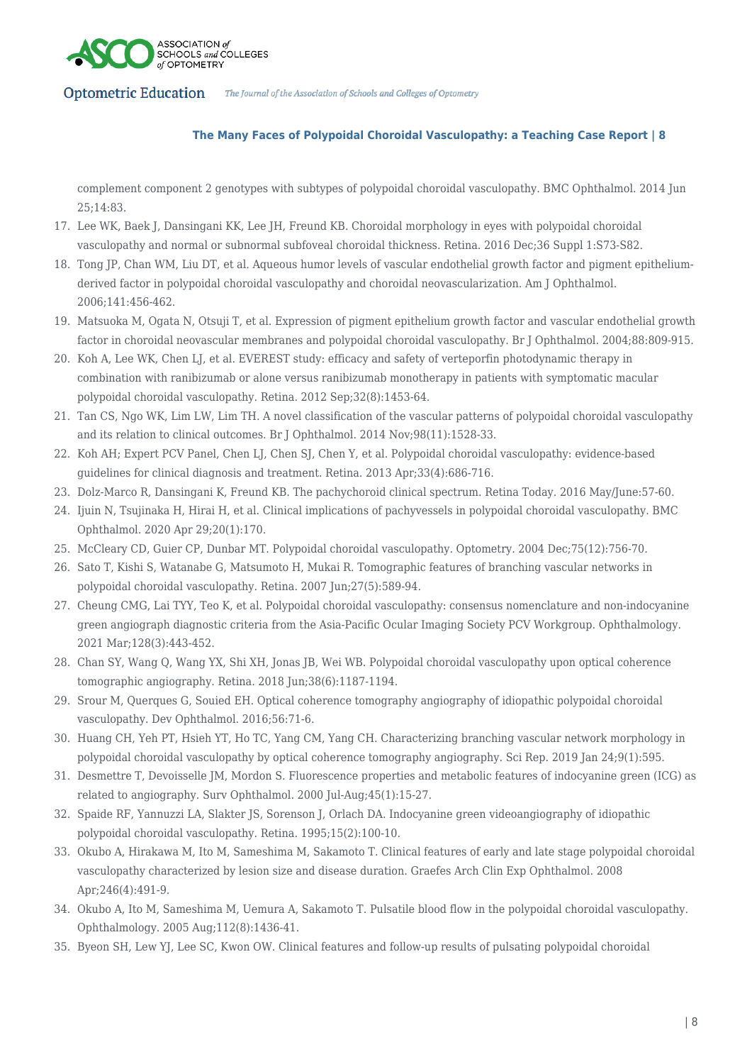complement component 2 genotypes with subtypes of polypoidal choroidal vasculopathy. BMC Ophthalmol. 2014 Jun 25;14:83.

17. Lee WK, Baek J, Dansingani KK, Lee JH, Freund KB. Choroidal morphology in eyes with polypoidal choroidal vasculopathy and normal or subnormal subfoveal choroidal thickness. Retina. 2016 Dec;36 Suppl 1:S73-S82.
18. Tong JP, Chan WM, Liu DT, et al. Aqueous humor levels of vascular endothelial growth factor and pigment epithelium-derived factor in polypoidal choroidal vasculopathy and choroidal neovascularization. Am J Ophthalmol. 2006;141:456-462.
19. Matsuoka M, Ogata N, Otsuji T, et al. Expression of pigment epithelium growth factor and vascular endothelial growth factor in choroidal neovascular membranes and polypoidal choroidal vasculopathy. Br J Ophthalmol. 2004;88:809-915.
20. Koh A, Lee WK, Chen LJ, et al. EVEREST study: efficacy and safety of verteporfin photodynamic therapy in combination with ranibizumab or alone versus ranibizumab monotherapy in patients with symptomatic macular polypoidal choroidal vasculopathy. Retina. 2012 Sep;32(8):1453-64.
21. Tan CS, Ngo WK, Lim LW, Lim TH. A novel classification of the vascular patterns of polypoidal choroidal vasculopathy and its relation to clinical outcomes. Br J Ophthalmol. 2014 Nov;98(11):1528-33.
22. Koh AH; Expert PCV Panel, Chen LJ, Chen SJ, Chen Y, et al. Polypoidal choroidal vasculopathy: evidence-based guidelines for clinical diagnosis and treatment. Retina. 2013 Apr;33(4):686-716.
23. Dolz-Marco R, Dansingani K, Freund KB. The pachychoroid clinical spectrum. Retina Today. 2016 May/June:57-60.
24. Ijuin N, Tsujinaka H, Hirai H, et al. Clinical implications of pachyvessels in polypoidal choroidal vasculopathy. BMC Ophthalmol. 2020 Apr 29;20(1):170.
25. McCleary CD, Guier CP, Dunbar MT. Polypoidal choroidal vasculopathy. Optometry. 2004 Dec;75(12):756-70.
26. Sato T, Kishi S, Watanabe G, Matsumoto H, Mukai R. Tomographic features of branching vascular networks in polypoidal choroidal vasculopathy. Retina. 2007 Jun;27(5):589-94.
27. Cheung CMG, Lai TYY, Teo K, et al. Polypoidal choroidal vasculopathy: consensus nomenclature and non-indocyanine green angiograph diagnostic criteria from the Asia-Pacific Ocular Imaging Society PCV Workgroup. Ophthalmology. 2021 Mar;128(3):443-452.
28. Chan SY, Wang Q, Wang YX, Shi XH, Jonas JB, Wei WB. Polypoidal choroidal vasculopathy upon optical coherence tomographic angiography. Retina. 2018 Jun;38(6):1187-1194.
29. Srour M, Querques G, Souied EH. Optical coherence tomography angiography of idiopathic polypoidal choroidal vasculopathy. Dev Ophthalmol. 2016;56:71-6.
30. Huang CH, Yeh PT, Hsieh YT, Ho TC, Yang CM, Yang CH. Characterizing branching vascular network morphology in polypoidal choroidal vasculopathy by optical coherence tomography angiography. Sci Rep. 2019 Jan 24;9(1):595.
31. Desmettre T, Devoisselle JM, Mordon S. Fluorescence properties and metabolic features of indocyanine green (ICG) as related to angiography. Surv Ophthalmol. 2000 Jul-Aug;45(1):15-27.
32. Spaide RF, Yannuzzi LA, Slakter JS, Sorenson J, Orlach DA. Indocyanine green videoangiography of idiopathic polypoidal choroidal vasculopathy. Retina. 1995;15(2):100-10.
33. Okubo A, Hirakawa M, Ito M, Sameshima M, Sakamoto T. Clinical features of early and late stage polypoidal choroidal vasculopathy characterized by lesion size and disease duration. Graefes Arch Clin Exp Ophthalmol. 2008 Apr;246(4):491-9.
34. Okubo A, Ito M, Sameshima M, Uemura A, Sakamoto T. Pulsatile blood flow in the polypoidal choroidal vasculopathy. Ophthalmology. 2005 Aug;112(8):1436-41.
35. Byeon SH, Lew YJ, Lee SC, Kwon OW. Clinical features and follow-up results of pulsating polypoidal choroidal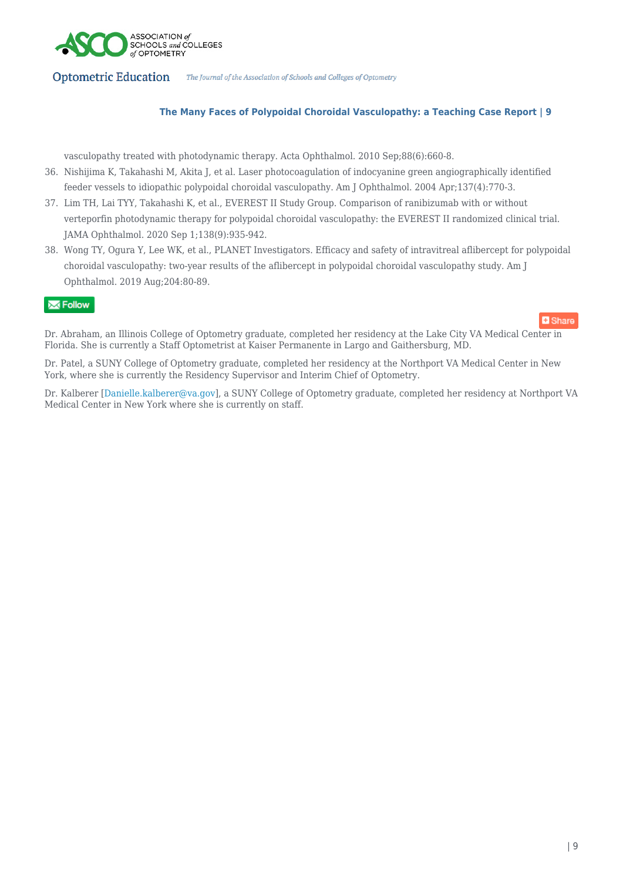vasculopathy treated with photodynamic therapy. Acta Ophthalmol. 2010 Sep;88(6):660-8.

36. Nishijima K, Takahashi M, Akita J, et al. Laser photocoagulation of indocyanine green angiographically identified feeder vessels to idiopathic polypoidal choroidal vasculopathy. Am J Ophthalmol. 2004 Apr;137(4):770-3.
37. Lim TH, Lai TYY, Takahashi K, et al., EVEREST II Study Group. Comparison of ranibizumab with or without verteporfin photodynamic therapy for polypoidal choroidal vasculopathy: the EVEREST II randomized clinical trial. JAMA Ophthalmol. 2020 Sep 1;138(9):935-942.
38. Wong TY, Ogura Y, Lee WK, et al., PLANET Investigators. Efficacy and safety of intravitreal aflibercept for polypoidal choroidal vasculopathy: two-year results of the aflibercept in polypoidal choroidal vasculopathy study. Am J Ophthalmol. 2019 Aug;204:80-89.

Dr. Abraham, an Illinois College of Optometry graduate, completed her residency at the Lake City VA Medical Center in Florida. She is currently a Staff Optometrist at Kaiser Permanente in Largo and Gaithersburg, MD.

Dr. Patel, a SUNY College of Optometry graduate, completed her residency at the Northport VA Medical Center in New York, where she is currently the Residency Supervisor and Interim Chief of Optometry.

Dr. Kalberer [Danielle.kalberer@va.gov], a SUNY College of Optometry graduate, completed her residency at Northport VA Medical Center in New York where she is currently on staff.